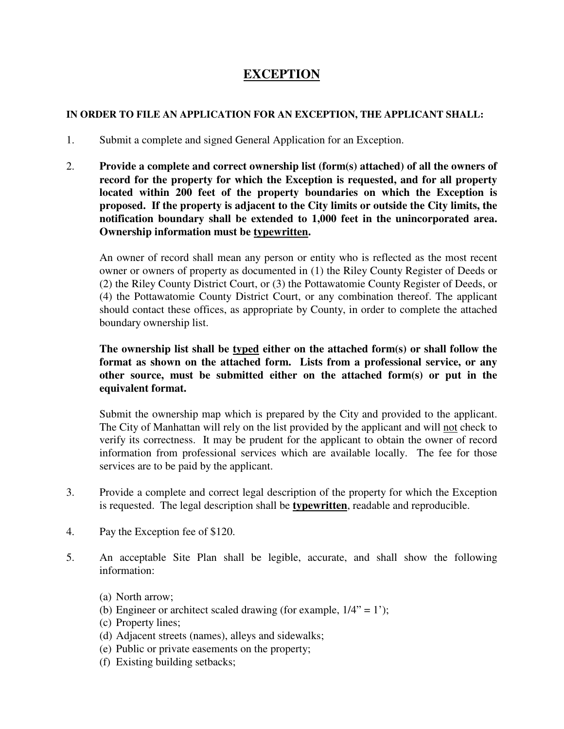# EXCEPTION

**IN ORDER TO FILE AN APPLICATION FOR AN EXCEPTION, THE APPLICANT SHALL:**

1. Submit a complete and signed General Application for an Exception.

2. **Provide a complete and correct ownership list (form(s) attached) of all the owners of record for the property for which the Exception is requested, and for all property located within 200 feet of the property boundaries on which the Exception is proposed. If the property is adjacent to the City limits or outside the City limits, the notification boundary shall be extended to 1,000 feet in the unincorporated area. Ownership information must be <u>typewritten</u>.**

   An owner of record shall mean any person or entity who is reflected as the most recent owner or owners of property as documented in (1) the Riley County Register of Deeds or (2) the Riley County District Court, or (3) the Pottawatomie County Register of Deeds, or (4) the Pottawatomie County District Court, or any combination thereof. The applicant should contact these offices, as appropriate by County, in order to complete the attached boundary ownership list.

   **The ownership list shall be <u>typed</u> either on the attached form(s) or shall follow the format as shown on the attached form. Lists from a professional service, or any other source, must be submitted either on the attached form(s) or put in the equivalent format.**

   Submit the ownership map which is prepared by the City and provided to the applicant. The City of Manhattan will rely on the list provided by the applicant and will <u>not</u> check to verify its correctness. It may be prudent for the applicant to obtain the owner of record information from professional services which are available locally. The fee for those services are to be paid by the applicant.

3. Provide a complete and correct legal description of the property for which the Exception is requested. The legal description shall be **<u>typewritten</u>**, readable and reproducible.

4. Pay the Exception fee of $120.

5. An acceptable Site Plan shall be legible, accurate, and shall show the following information:

   (a) North arrow;
   (b) Engineer or architect scaled drawing (for example, 1/4" = 1');
   (c) Property lines;
   (d) Adjacent streets (names), alleys and sidewalks;
   (e) Public or private easements on the property;
   (f) Existing building setbacks;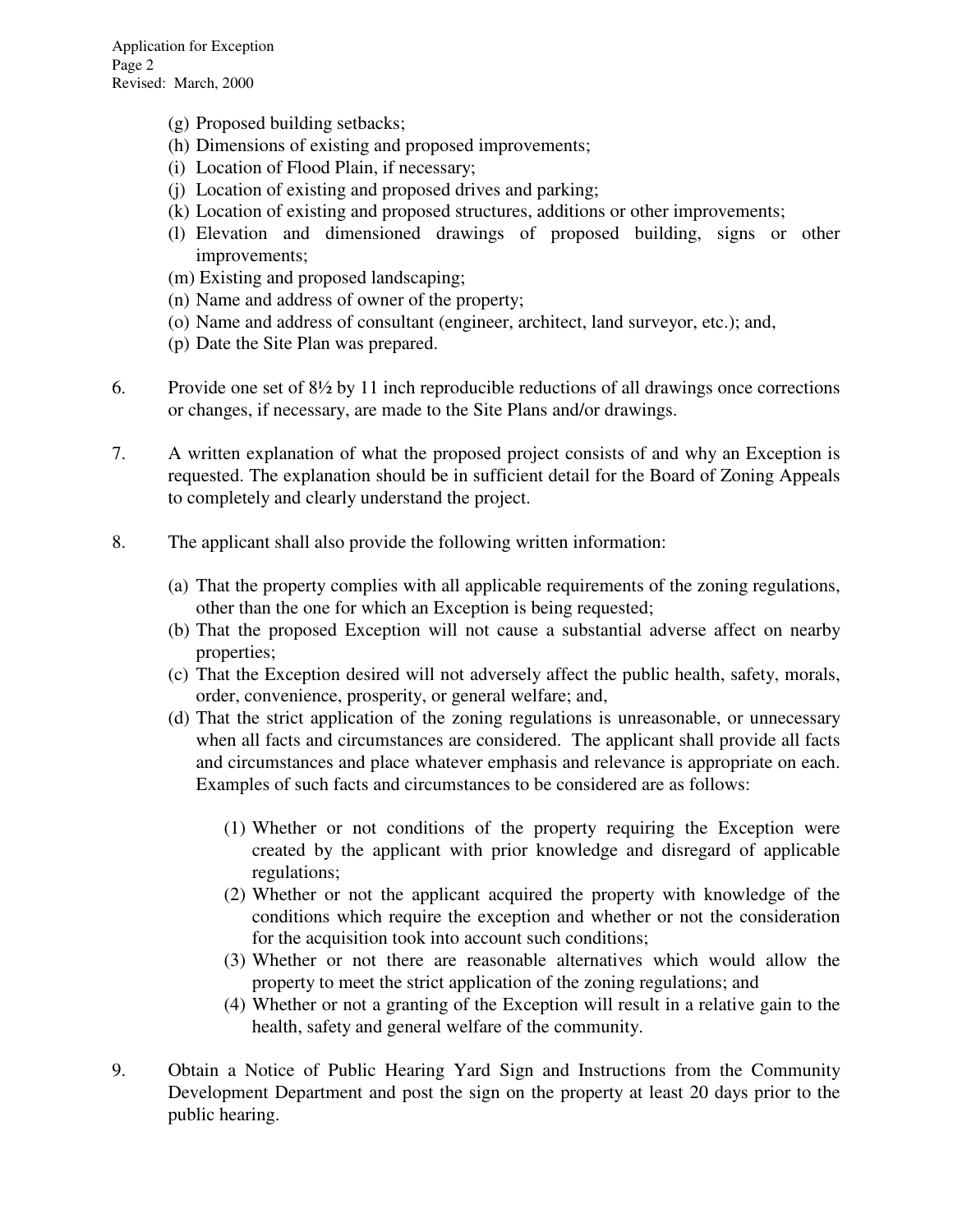(g) Proposed building setbacks;
(h) Dimensions of existing and proposed improvements;
(i) Location of Flood Plain, if necessary;
(j) Location of existing and proposed drives and parking;
(k) Location of existing and proposed structures, additions or other improvements;
(l) Elevation and dimensioned drawings of proposed building, signs or other improvements;
(m) Existing and proposed landscaping;
(n) Name and address of owner of the property;
(o) Name and address of consultant (engineer, architect, land surveyor, etc.); and,
(p) Date the Site Plan was prepared.

6. Provide one set of 8½ by 11 inch reproducible reductions of all drawings once corrections or changes, if necessary, are made to the Site Plans and/or drawings.

7. A written explanation of what the proposed project consists of and why an Exception is requested. The explanation should be in sufficient detail for the Board of Zoning Appeals to completely and clearly understand the project.

8. The applicant shall also provide the following written information:

   (a) That the property complies with all applicable requirements of the zoning regulations, other than the one for which an Exception is being requested;
   (b) That the proposed Exception will not cause a substantial adverse affect on nearby properties;
   (c) That the Exception desired will not adversely affect the public health, safety, morals, order, convenience, prosperity, or general welfare; and,
   (d) That the strict application of the zoning regulations is unreasonable, or unnecessary when all facts and circumstances are considered. The applicant shall provide all facts and circumstances and place whatever emphasis and relevance is appropriate on each. Examples of such facts and circumstances to be considered are as follows:

      (1) Whether or not conditions of the property requiring the Exception were created by the applicant with prior knowledge and disregard of applicable regulations;
      (2) Whether or not the applicant acquired the property with knowledge of the conditions which require the exception and whether or not the consideration for the acquisition took into account such conditions;
      (3) Whether or not there are reasonable alternatives which would allow the property to meet the strict application of the zoning regulations; and
      (4) Whether or not a granting of the Exception will result in a relative gain to the health, safety and general welfare of the community.

9. Obtain a Notice of Public Hearing Yard Sign and Instructions from the Community Development Department and post the sign on the property at least 20 days prior to the public hearing.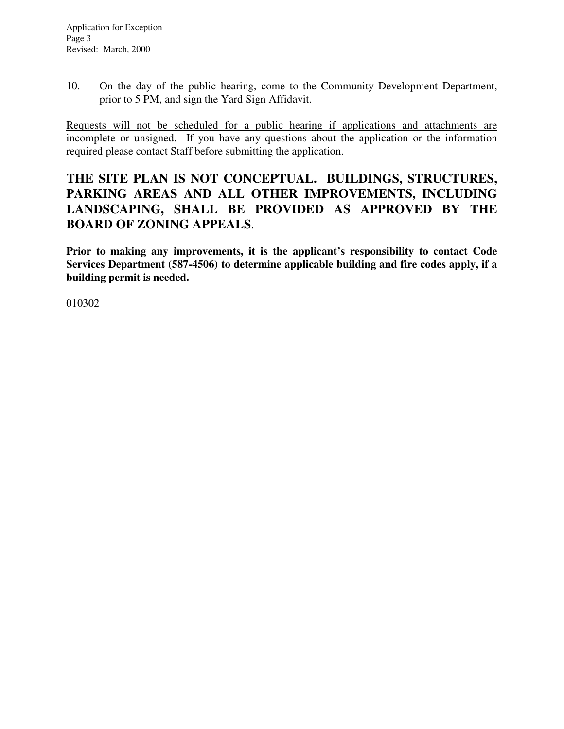10. On the day of the public hearing, come to the Community Development Department, prior to 5 PM, and sign the Yard Sign Affidavit.

<u>Requests will not be scheduled for a public hearing if applications and attachments are incomplete or unsigned. If you have any questions about the application or the information required please contact Staff before submitting the application.</u>

## THE SITE PLAN IS NOT CONCEPTUAL. BUILDINGS, STRUCTURES, PARKING AREAS AND ALL OTHER IMPROVEMENTS, INCLUDING LANDSCAPING, SHALL BE PROVIDED AS APPROVED BY THE BOARD OF ZONING APPEALS.

**Prior to making any improvements, it is the applicant's responsibility to contact Code Services Department (587-4506) to determine applicable building and fire codes apply, if a building permit is needed.**

010302